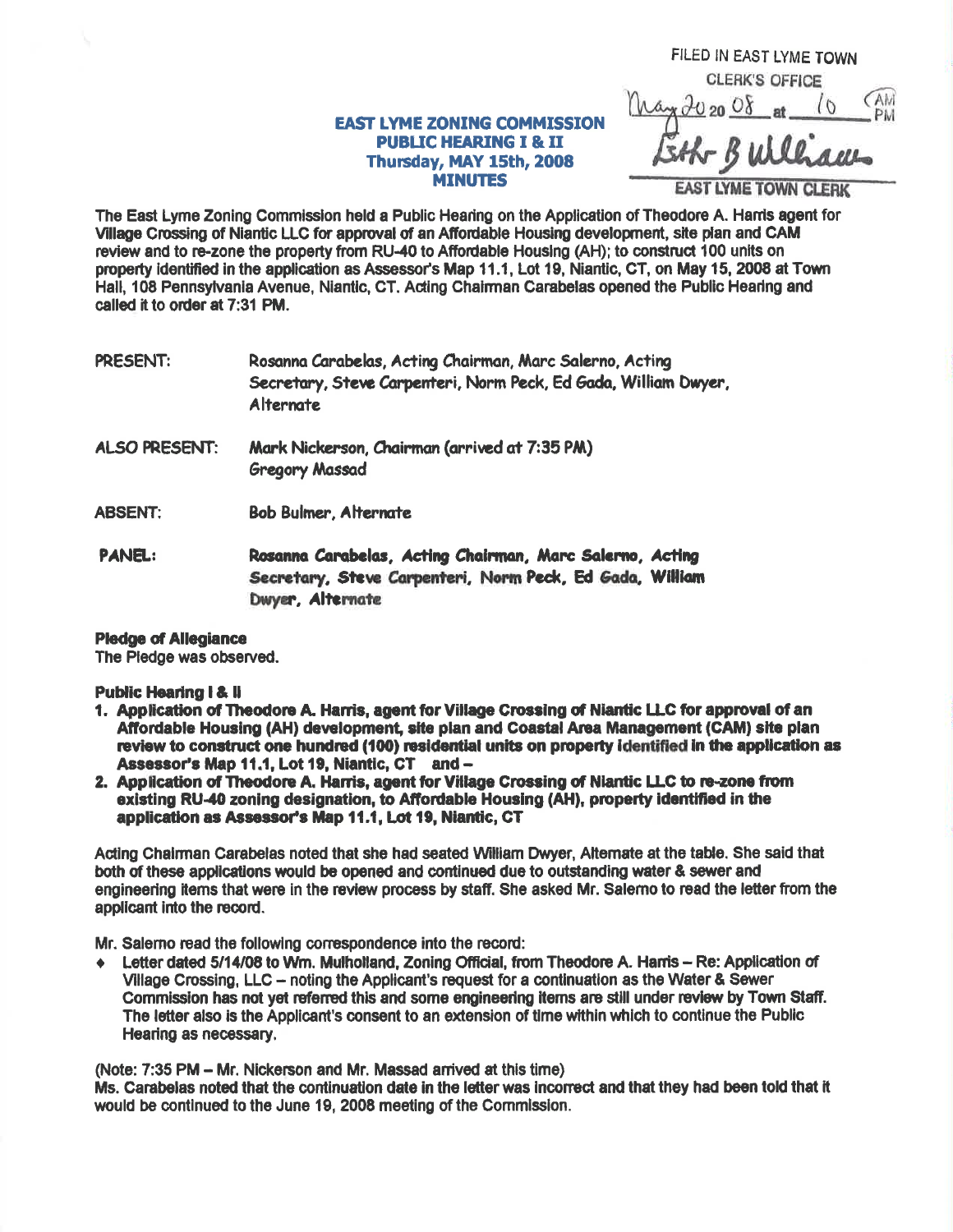FILED IN EAST LYME TOWN
CLERK'S OFFICE
May 20 20 08 at 10 AM
Beth B Williams
EAST LYME TOWN CLERK

# EAST LYME ZONING COMMISSION
## PUBLIC HEARING I & II
## Thursday, MAY 15th, 2008
## MINUTES

The East Lyme Zoning Commission held a Public Hearing on the Application of Theodore A. Harris agent for Village Crossing of Niantic LLC for approval of an Affordable Housing development, site plan and CAM review and to re-zone the property from RU-40 to Affordable Housing (AH); to construct 100 units on property identified in the application as Assessor's Map 11.1, Lot 19, Niantic, CT, on May 15, 2008 at Town Hall, 108 Pennsylvania Avenue, Niantic, CT. Acting Chairman Carabelas opened the Public Hearing and called it to order at 7:31 PM.

PRESENT: Rosanna Carabelas, Acting Chairman, Marc Salerno, Acting Secretary, Steve Carpenteri, Norm Peck, Ed Gada, William Dwyer, Alternate

ALSO PRESENT: Mark Nickerson, Chairman (arrived at 7:35 PM)
Gregory Massad

ABSENT: Bob Bulmer, Alternate

PANEL: **Rosanna Carabelas, Acting Chairman, Marc Salerno, Acting Secretary, Steve Carpenteri, Norm Peck, Ed Gada, William Dwyer, Alternate**

**Pledge of Allegiance**
The Pledge was observed.

**Public Hearing I & II**

1. **Application of Theodore A. Harris, agent for Village Crossing of Niantic LLC for approval of an Affordable Housing (AH) development, site plan and Coastal Area Management (CAM) site plan review to construct one hundred (100) residential units on property identified in the application as Assessor's Map 11.1, Lot 19, Niantic, CT and –**
2. **Application of Theodore A. Harris, agent for Village Crossing of Niantic LLC to re-zone from existing RU-40 zoning designation, to Affordable Housing (AH), property identified in the application as Assessor's Map 11.1, Lot 19, Niantic, CT**

Acting Chairman Carabelas noted that she had seated William Dwyer, Alternate at the table. She said that both of these applications would be opened and continued due to outstanding water & sewer and engineering items that were in the review process by staff. She asked Mr. Salerno to read the letter from the applicant into the record.

Mr. Salerno read the following correspondence into the record:

- Letter dated 5/14/08 to Wm. Mulholland, Zoning Official, from Theodore A. Harris – Re: Application of Village Crossing, LLC – noting the Applicant's request for a continuation as the Water & Sewer Commission has not yet referred this and some engineering items are still under review by Town Staff. The letter also is the Applicant's consent to an extension of time within which to continue the Public Hearing as necessary.

(Note: 7:35 PM – Mr. Nickerson and Mr. Massad arrived at this time)
Ms. Carabelas noted that the continuation date in the letter was incorrect and that they had been told that it would be continued to the June 19, 2008 meeting of the Commission.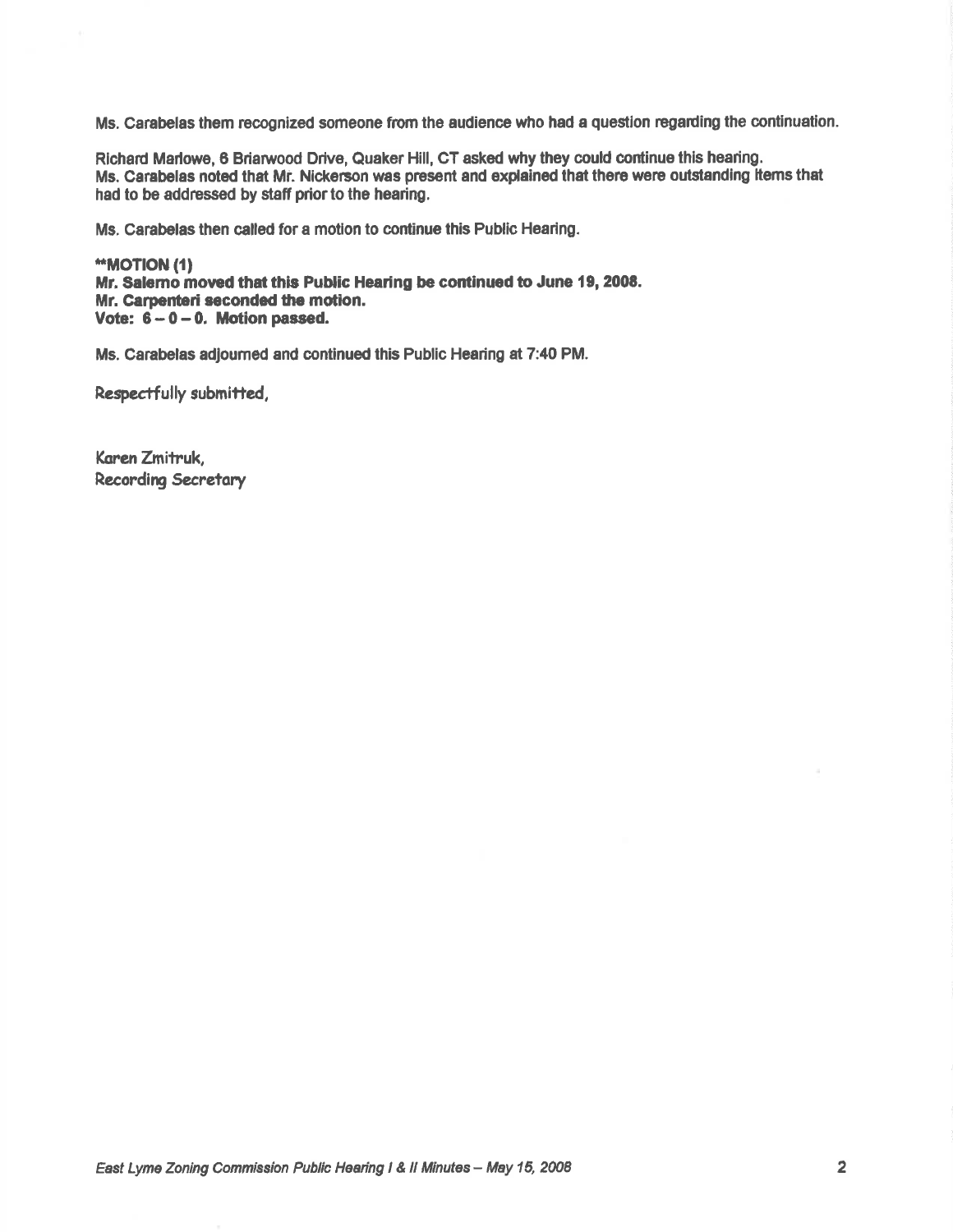Ms. Carabelas them recognized someone from the audience who had a question regarding the continuation.

Richard Marlowe, 6 Briarwood Drive, Quaker Hill, CT asked why they could continue this hearing.
Ms. Carabelas noted that Mr. Nickerson was present and explained that there were outstanding items that had to be addressed by staff prior to the hearing.

Ms. Carabelas then called for a motion to continue this Public Hearing.

**\*\*MOTION (1)**
**Mr. Salerno moved that this Public Hearing be continued to June 19, 2008.**
**Mr. Carpenteri seconded the motion.**
**Vote: 6 – 0 – 0. Motion passed.**

Ms. Carabelas adjourned and continued this Public Hearing at 7:40 PM.

Respectfully submitted,

Karen Zmitruk,
Recording Secretary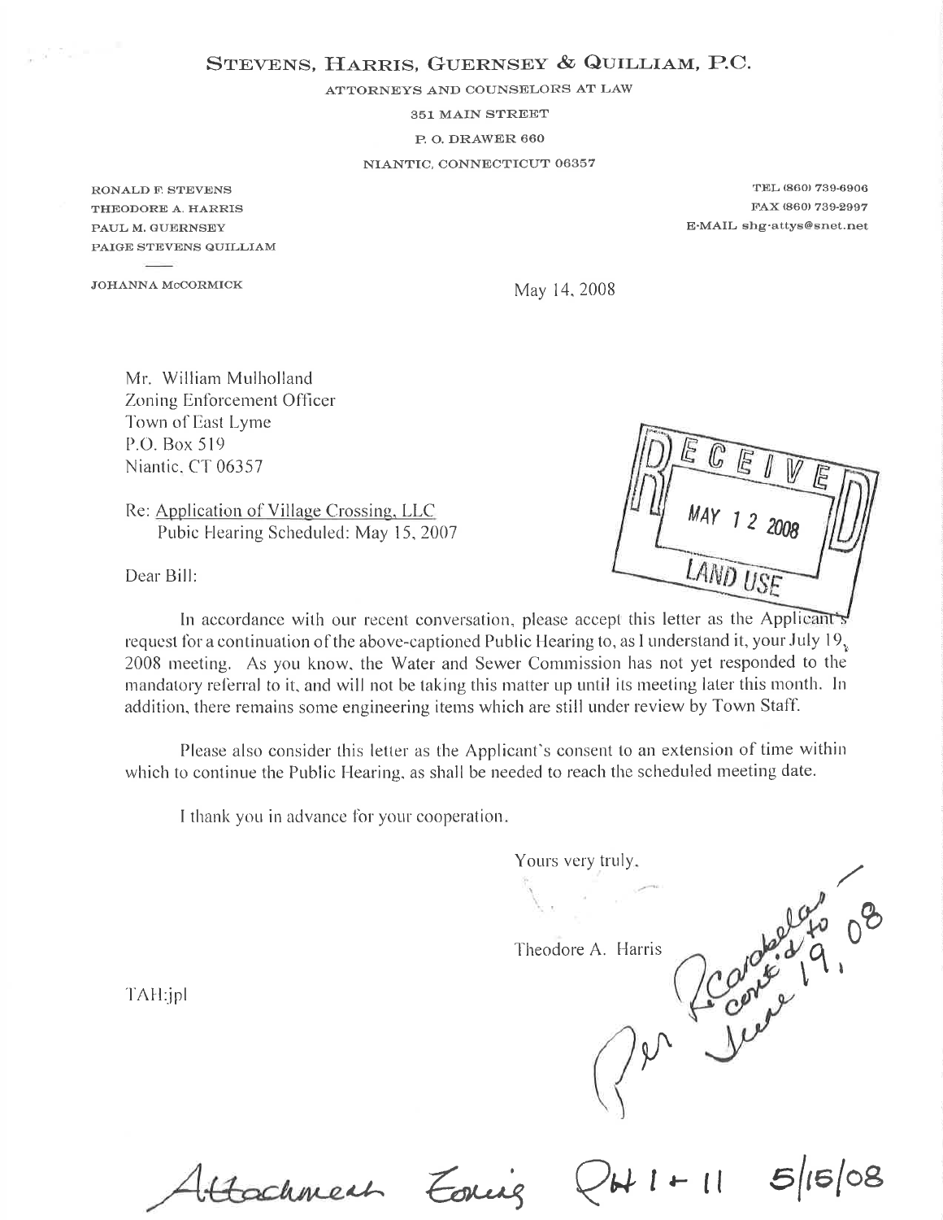STEVENS, HARRIS, GUERNSEY & QUILLIAM, P.C.

ATTORNEYS AND COUNSELORS AT LAW

351 MAIN STREET

P. O. DRAWER 660

NIANTIC, CONNECTICUT 06357

RONALD F. STEVENS
THEODORE A. HARRIS
PAUL M. GUERNSEY
PAIGE STEVENS QUILLIAM

JOHANNA McCORMICK

TEL (860) 739-6906
FAX (860) 739-2997
E-MAIL shg-attys@snet.net

May 14, 2008

Mr. William Mulholland
Zoning Enforcement Officer
Town of East Lyme
P.O. Box 519
Niantic, CT 06357

RECEIVED
MAY 12 2008
LAND USE

Re: Application of Village Crossing, LLC
Pubic Hearing Scheduled: May 15, 2007

Dear Bill:

In accordance with our recent conversation, please accept this letter as the Applicant's request for a continuation of the above-captioned Public Hearing to, as I understand it, your July 19, 2008 meeting. As you know, the Water and Sewer Commission has not yet responded to the mandatory referral to it, and will not be taking this matter up until its meeting later this month. In addition, there remains some engineering items which are still under review by Town Staff.

Please also consider this letter as the Applicant's consent to an extension of time within which to continue the Public Hearing, as shall be needed to reach the scheduled meeting date.

I thank you in advance for your cooperation.

Yours very truly,

Theodore A. Harris

Per Cardella / cont'd to June 19, 08

TAH:jpl

Attachment Zoning PH I + II 5/15/08